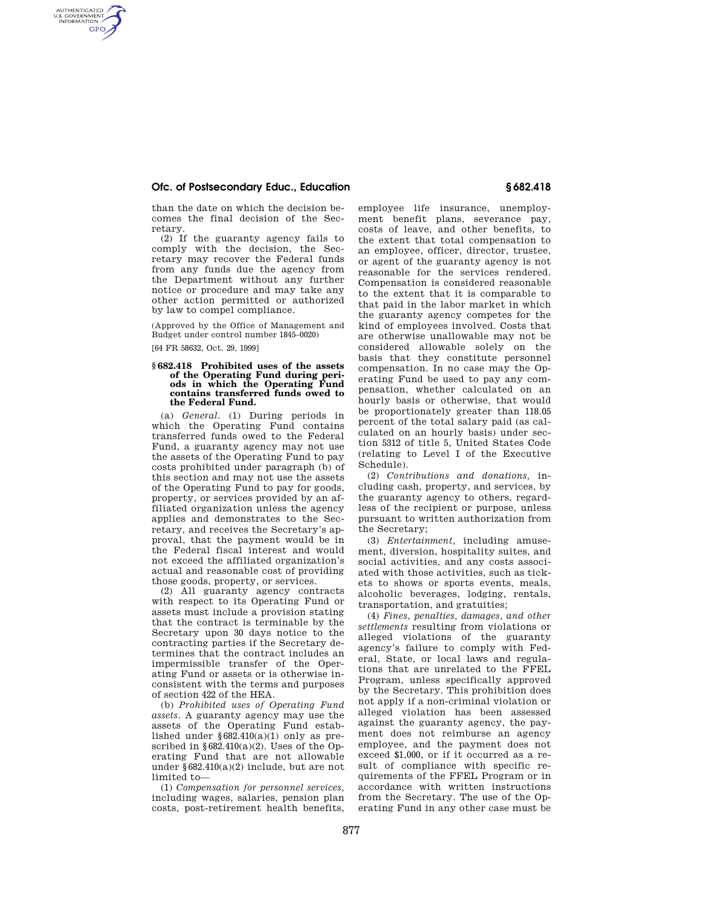than the date on which the decision becomes the final decision of the Secretary.

(2) If the guaranty agency fails to comply with the decision, the Secretary may recover the Federal funds from any funds due the agency from the Department without any further notice or procedure and may take any other action permitted or authorized by law to compel compliance.

(Approved by the Office of Management and Budget under control number 1845–0020)

[64 FR 58632, Oct. 29, 1999]

### § 682.418 Prohibited uses of the assets of the Operating Fund during periods in which the Operating Fund contains transferred funds owed to the Federal Fund.

(a) *General.* (1) During periods in which the Operating Fund contains transferred funds owed to the Federal Fund, a guaranty agency may not use the assets of the Operating Fund to pay costs prohibited under paragraph (b) of this section and may not use the assets of the Operating Fund to pay for goods, property, or services provided by an affiliated organization unless the agency applies and demonstrates to the Secretary, and receives the Secretary's approval, that the payment would be in the Federal fiscal interest and would not exceed the affiliated organization's actual and reasonable cost of providing those goods, property, or services.

(2) All guaranty agency contracts with respect to its Operating Fund or assets must include a provision stating that the contract is terminable by the Secretary upon 30 days notice to the contracting parties if the Secretary determines that the contract includes an impermissible transfer of the Operating Fund or assets or is otherwise inconsistent with the terms and purposes of section 422 of the HEA.

(b) *Prohibited uses of Operating Fund assets.* A guaranty agency may use the assets of the Operating Fund established under §682.410(a)(1) only as prescribed in §682.410(a)(2). Uses of the Operating Fund that are not allowable under §682.410(a)(2) include, but are not limited to—

(1) *Compensation for personnel services,* including wages, salaries, pension plan costs, post-retirement health benefits, employee life insurance, unemployment benefit plans, severance pay, costs of leave, and other benefits, to the extent that total compensation to an employee, officer, director, trustee, or agent of the guaranty agency is not reasonable for the services rendered. Compensation is considered reasonable to the extent that it is comparable to that paid in the labor market in which the guaranty agency competes for the kind of employees involved. Costs that are otherwise unallowable may not be considered allowable solely on the basis that they constitute personnel compensation. In no case may the Operating Fund be used to pay any compensation, whether calculated on an hourly basis or otherwise, that would be proportionately greater than 118.05 percent of the total salary paid (as calculated on an hourly basis) under section 5312 of title 5, United States Code (relating to Level I of the Executive Schedule).

(2) *Contributions and donations,* including cash, property, and services, by the guaranty agency to others, regardless of the recipient or purpose, unless pursuant to written authorization from the Secretary;

(3) *Entertainment,* including amusement, diversion, hospitality suites, and social activities, and any costs associated with those activities, such as tickets to shows or sports events, meals, alcoholic beverages, lodging, rentals, transportation, and gratuities;

(4) *Fines, penalties, damages, and other settlements* resulting from violations or alleged violations of the guaranty agency's failure to comply with Federal, State, or local laws and regulations that are unrelated to the FFEL Program, unless specifically approved by the Secretary. This prohibition does not apply if a non-criminal violation or alleged violation has been assessed against the guaranty agency, the payment does not reimburse an agency employee, and the payment does not exceed $1,000, or if it occurred as a result of compliance with specific requirements of the FFEL Program or in accordance with written instructions from the Secretary. The use of the Operating Fund in any other case must be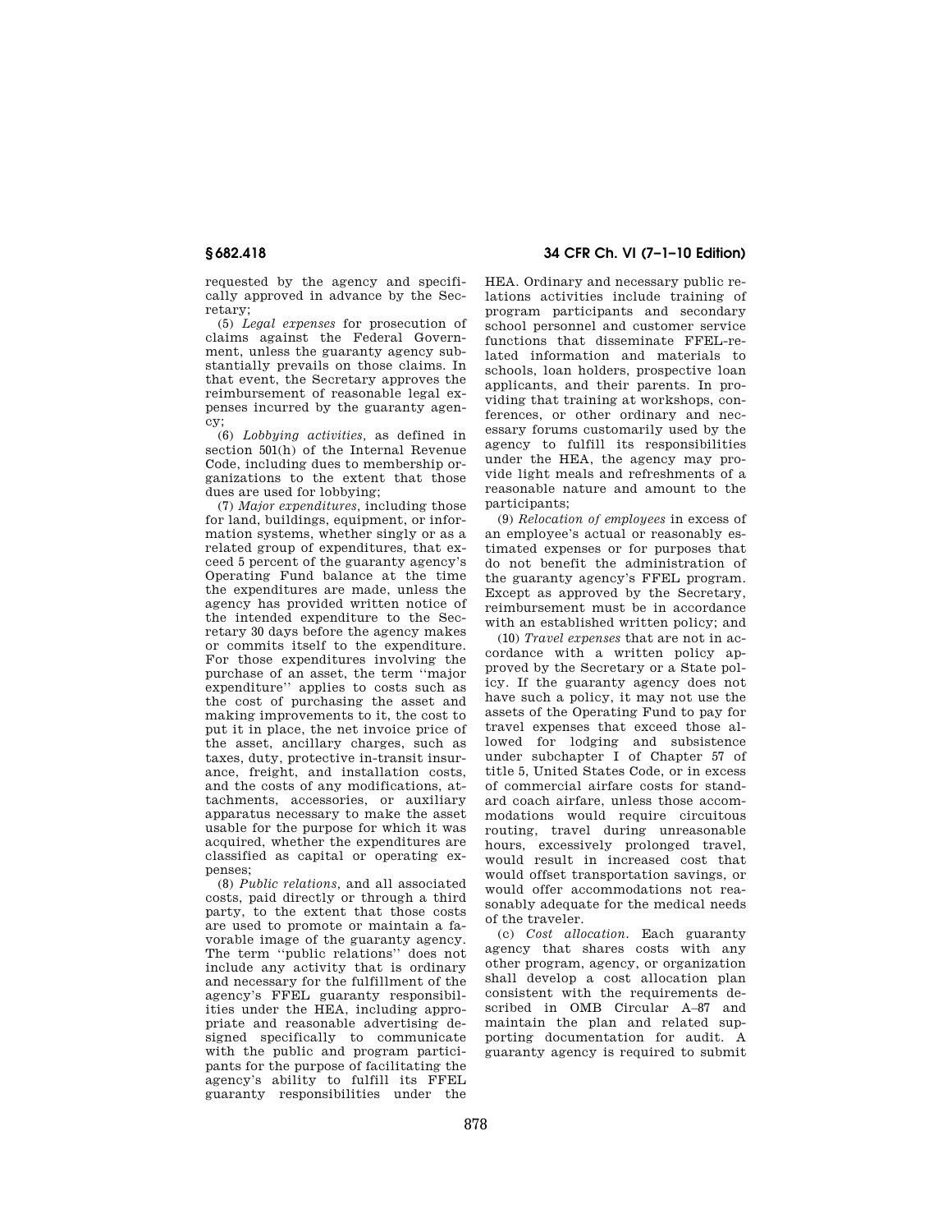requested by the agency and specifically approved in advance by the Secretary;

(5) *Legal expenses* for prosecution of claims against the Federal Government, unless the guaranty agency substantially prevails on those claims. In that event, the Secretary approves the reimbursement of reasonable legal expenses incurred by the guaranty agency;

(6) *Lobbying activities,* as defined in section 501(h) of the Internal Revenue Code, including dues to membership organizations to the extent that those dues are used for lobbying;

(7) *Major expenditures,* including those for land, buildings, equipment, or information systems, whether singly or as a related group of expenditures, that exceed 5 percent of the guaranty agency's Operating Fund balance at the time the expenditures are made, unless the agency has provided written notice of the intended expenditure to the Secretary 30 days before the agency makes or commits itself to the expenditure. For those expenditures involving the purchase of an asset, the term "major expenditure" applies to costs such as the cost of purchasing the asset and making improvements to it, the cost to put it in place, the net invoice price of the asset, ancillary charges, such as taxes, duty, protective in-transit insurance, freight, and installation costs, and the costs of any modifications, attachments, accessories, or auxiliary apparatus necessary to make the asset usable for the purpose for which it was acquired, whether the expenditures are classified as capital or operating expenses;

(8) *Public relations,* and all associated costs, paid directly or through a third party, to the extent that those costs are used to promote or maintain a favorable image of the guaranty agency. The term "public relations" does not include any activity that is ordinary and necessary for the fulfillment of the agency's FFEL guaranty responsibilities under the HEA, including appropriate and reasonable advertising designed specifically to communicate with the public and program participants for the purpose of facilitating the agency's ability to fulfill its FFEL guaranty responsibilities under the HEA. Ordinary and necessary public relations activities include training of program participants and secondary school personnel and customer service functions that disseminate FFEL-related information and materials to schools, loan holders, prospective loan applicants, and their parents. In providing that training at workshops, conferences, or other ordinary and necessary forums customarily used by the agency to fulfill its responsibilities under the HEA, the agency may provide light meals and refreshments of a reasonable nature and amount to the participants;

(9) *Relocation of employees* in excess of an employee's actual or reasonably estimated expenses or for purposes that do not benefit the administration of the guaranty agency's FFEL program. Except as approved by the Secretary, reimbursement must be in accordance with an established written policy; and

(10) *Travel expenses* that are not in accordance with a written policy approved by the Secretary or a State policy. If the guaranty agency does not have such a policy, it may not use the assets of the Operating Fund to pay for travel expenses that exceed those allowed for lodging and subsistence under subchapter I of Chapter 57 of title 5, United States Code, or in excess of commercial airfare costs for standard coach airfare, unless those accommodations would require circuitous routing, travel during unreasonable hours, excessively prolonged travel, would result in increased cost that would offset transportation savings, or would offer accommodations not reasonably adequate for the medical needs of the traveler.

(c) *Cost allocation.* Each guaranty agency that shares costs with any other program, agency, or organization shall develop a cost allocation plan consistent with the requirements described in OMB Circular A–87 and maintain the plan and related supporting documentation for audit. A guaranty agency is required to submit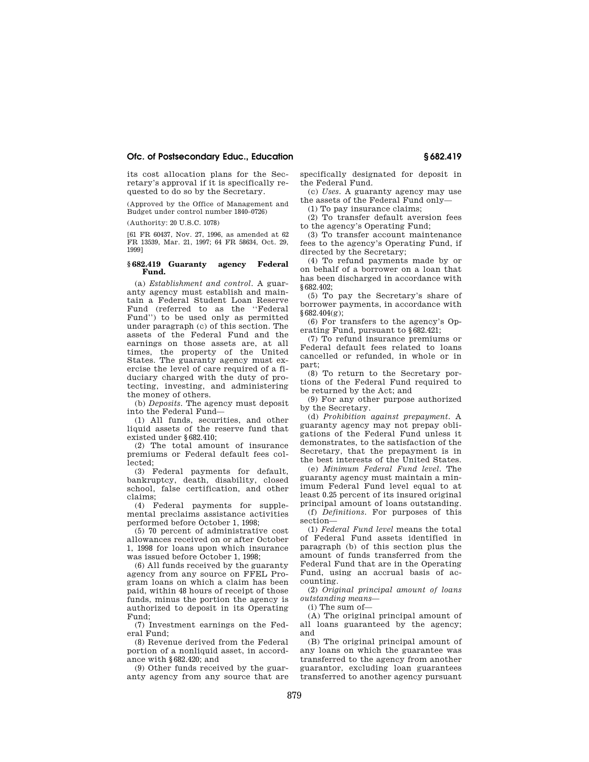its cost allocation plans for the Secretary's approval if it is specifically requested to do so by the Secretary.

(Approved by the Office of Management and Budget under control number 1840–0726)

(Authority: 20 U.S.C. 1078)

[61 FR 60437, Nov. 27, 1996, as amended at 62 FR 13539, Mar. 21, 1997; 64 FR 58634, Oct. 29, 1999]

### § 682.419 Guaranty agency Federal Fund.

(a) *Establishment and control.* A guaranty agency must establish and maintain a Federal Student Loan Reserve Fund (referred to as the "Federal Fund") to be used only as permitted under paragraph (c) of this section. The assets of the Federal Fund and the earnings on those assets are, at all times, the property of the United States. The guaranty agency must exercise the level of care required of a fiduciary charged with the duty of protecting, investing, and administering the money of others.

(b) *Deposits.* The agency must deposit into the Federal Fund—

(1) All funds, securities, and other liquid assets of the reserve fund that existed under § 682.410;

(2) The total amount of insurance premiums or Federal default fees collected;

(3) Federal payments for default, bankruptcy, death, disability, closed school, false certification, and other claims;

(4) Federal payments for supplemental preclaims assistance activities performed before October 1, 1998;

(5) 70 percent of administrative cost allowances received on or after October 1, 1998 for loans upon which insurance was issued before October 1, 1998;

(6) All funds received by the guaranty agency from any source on FFEL Program loans on which a claim has been paid, within 48 hours of receipt of those funds, minus the portion the agency is authorized to deposit in its Operating Fund;

(7) Investment earnings on the Federal Fund;

(8) Revenue derived from the Federal portion of a nonliquid asset, in accordance with § 682.420; and

(9) Other funds received by the guaranty agency from any source that are specifically designated for deposit in the Federal Fund.

(c) *Uses.* A guaranty agency may use the assets of the Federal Fund only—

(1) To pay insurance claims;

(2) To transfer default aversion fees to the agency's Operating Fund;

(3) To transfer account maintenance fees to the agency's Operating Fund, if directed by the Secretary;

(4) To refund payments made by or on behalf of a borrower on a loan that has been discharged in accordance with § 682.402;

(5) To pay the Secretary's share of borrower payments, in accordance with § 682.404(g);

(6) For transfers to the agency's Operating Fund, pursuant to § 682.421;

(7) To refund insurance premiums or Federal default fees related to loans cancelled or refunded, in whole or in part;

(8) To return to the Secretary portions of the Federal Fund required to be returned by the Act; and

(9) For any other purpose authorized by the Secretary.

(d) *Prohibition against prepayment.* A guaranty agency may not prepay obligations of the Federal Fund unless it demonstrates, to the satisfaction of the Secretary, that the prepayment is in the best interests of the United States.

(e) *Minimum Federal Fund level.* The guaranty agency must maintain a minimum Federal Fund level equal to at least 0.25 percent of its insured original principal amount of loans outstanding.

(f) *Definitions.* For purposes of this section—

(1) *Federal Fund level* means the total of Federal Fund assets identified in paragraph (b) of this section plus the amount of funds transferred from the Federal Fund that are in the Operating Fund, using an accrual basis of accounting.

(2) *Original principal amount of loans outstanding means*—

(i) The sum of—

(A) The original principal amount of all loans guaranteed by the agency; and

(B) The original principal amount of any loans on which the guarantee was transferred to the agency from another guarantor, excluding loan guarantees transferred to another agency pursuant